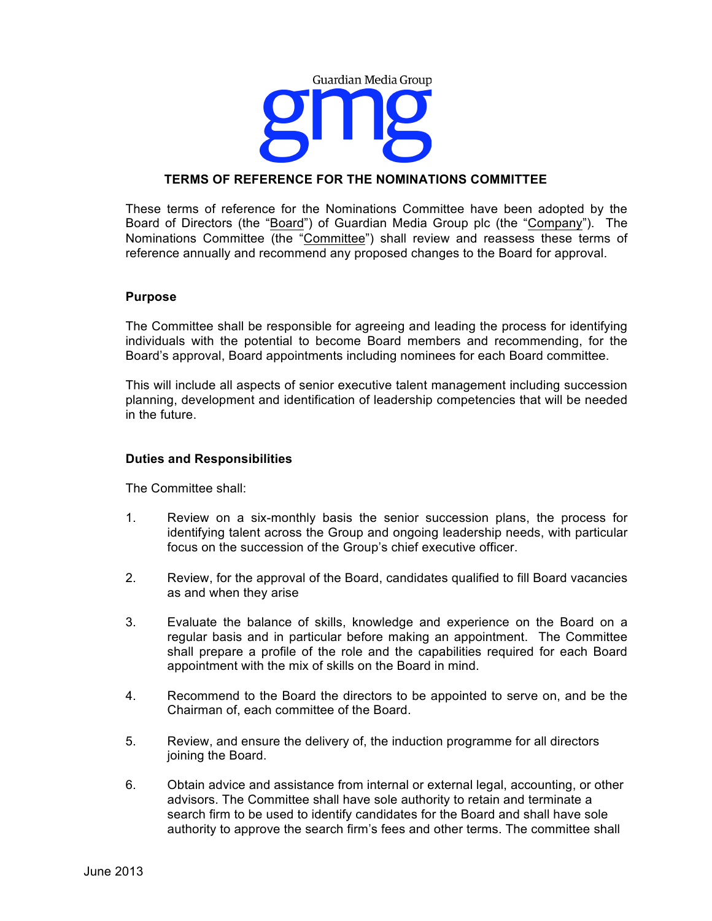Guardian Media Group

gmg

# TERMS OF REFERENCE FOR THE NOMINATIONS COMMITTEE

These terms of reference for the Nominations Committee have been adopted by the Board of Directors (the "Board") of Guardian Media Group plc (the "Company"). The Nominations Committee (the "Committee") shall review and reassess these terms of reference annually and recommend any proposed changes to the Board for approval.

## Purpose

The Committee shall be responsible for agreeing and leading the process for identifying individuals with the potential to become Board members and recommending, for the Board's approval, Board appointments including nominees for each Board committee.

This will include all aspects of senior executive talent management including succession planning, development and identification of leadership competencies that will be needed in the future.

## Duties and Responsibilities

The Committee shall:

1. Review on a six-monthly basis the senior succession plans, the process for identifying talent across the Group and ongoing leadership needs, with particular focus on the succession of the Group's chief executive officer.

2. Review, for the approval of the Board, candidates qualified to fill Board vacancies as and when they arise

3. Evaluate the balance of skills, knowledge and experience on the Board on a regular basis and in particular before making an appointment. The Committee shall prepare a profile of the role and the capabilities required for each Board appointment with the mix of skills on the Board in mind.

4. Recommend to the Board the directors to be appointed to serve on, and be the Chairman of, each committee of the Board.

5. Review, and ensure the delivery of, the induction programme for all directors joining the Board.

6. Obtain advice and assistance from internal or external legal, accounting, or other advisors. The Committee shall have sole authority to retain and terminate a search firm to be used to identify candidates for the Board and shall have sole authority to approve the search firm's fees and other terms. The committee shall

June 2013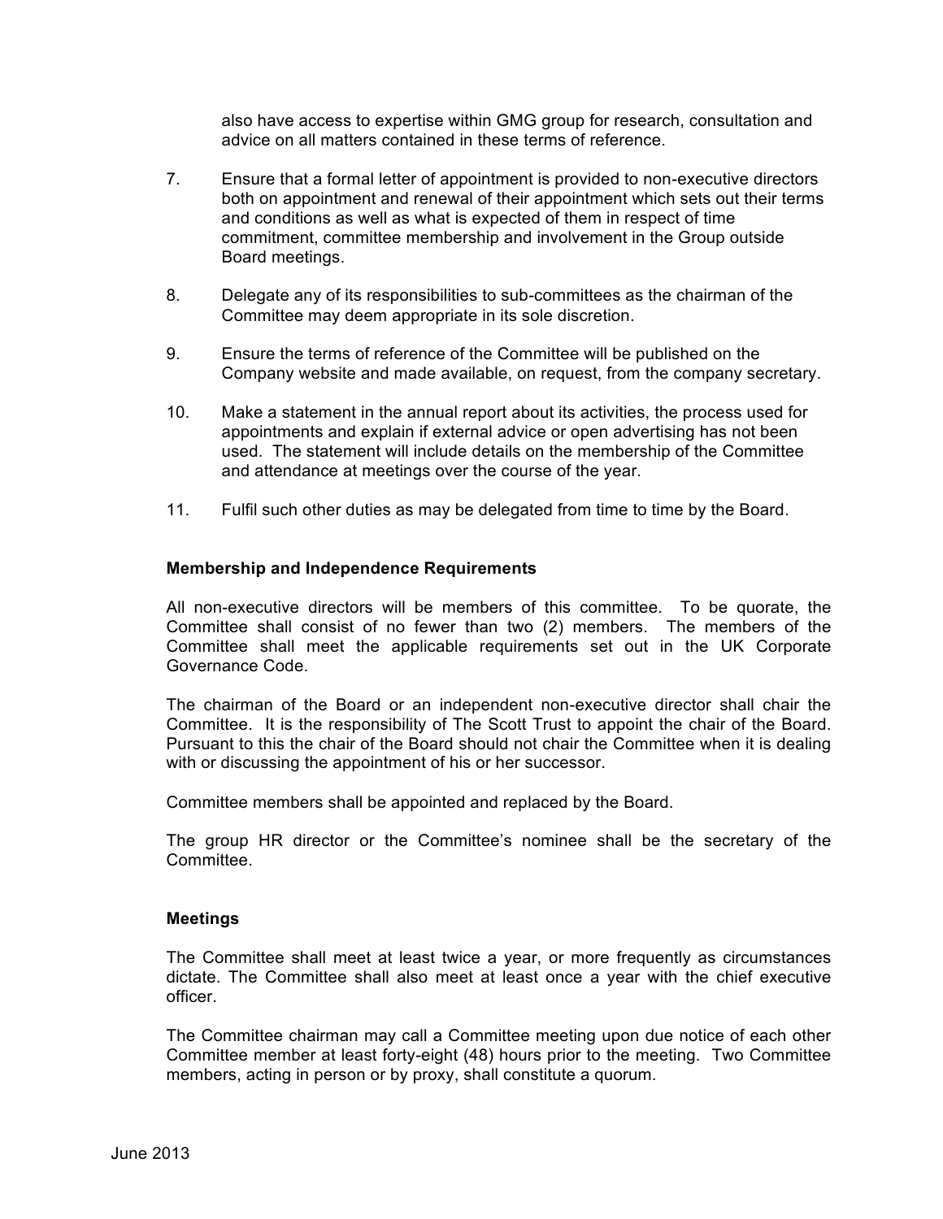also have access to expertise within GMG group for research, consultation and advice on all matters contained in these terms of reference.

7. Ensure that a formal letter of appointment is provided to non-executive directors both on appointment and renewal of their appointment which sets out their terms and conditions as well as what is expected of them in respect of time commitment, committee membership and involvement in the Group outside Board meetings.

8. Delegate any of its responsibilities to sub-committees as the chairman of the Committee may deem appropriate in its sole discretion.

9. Ensure the terms of reference of the Committee will be published on the Company website and made available, on request, from the company secretary.

10. Make a statement in the annual report about its activities, the process used for appointments and explain if external advice or open advertising has not been used. The statement will include details on the membership of the Committee and attendance at meetings over the course of the year.

11. Fulfil such other duties as may be delegated from time to time by the Board.

**Membership and Independence Requirements**

All non-executive directors will be members of this committee. To be quorate, the Committee shall consist of no fewer than two (2) members. The members of the Committee shall meet the applicable requirements set out in the UK Corporate Governance Code.

The chairman of the Board or an independent non-executive director shall chair the Committee. It is the responsibility of The Scott Trust to appoint the chair of the Board. Pursuant to this the chair of the Board should not chair the Committee when it is dealing with or discussing the appointment of his or her successor.

Committee members shall be appointed and replaced by the Board.

The group HR director or the Committee's nominee shall be the secretary of the Committee.

**Meetings**

The Committee shall meet at least twice a year, or more frequently as circumstances dictate. The Committee shall also meet at least once a year with the chief executive officer.

The Committee chairman may call a Committee meeting upon due notice of each other Committee member at least forty-eight (48) hours prior to the meeting. Two Committee members, acting in person or by proxy, shall constitute a quorum.

June 2013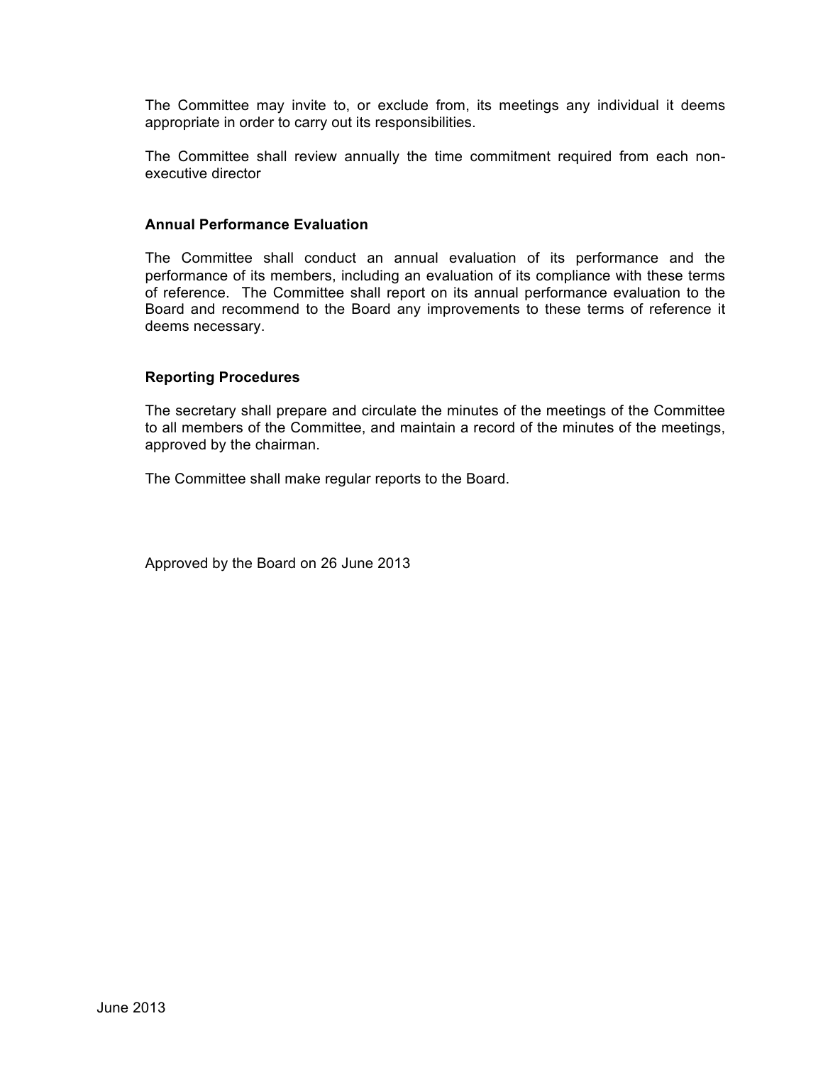The Committee may invite to, or exclude from, its meetings any individual it deems appropriate in order to carry out its responsibilities.

The Committee shall review annually the time commitment required from each non-executive director

**Annual Performance Evaluation**

The Committee shall conduct an annual evaluation of its performance and the performance of its members, including an evaluation of its compliance with these terms of reference. The Committee shall report on its annual performance evaluation to the Board and recommend to the Board any improvements to these terms of reference it deems necessary.

**Reporting Procedures**

The secretary shall prepare and circulate the minutes of the meetings of the Committee to all members of the Committee, and maintain a record of the minutes of the meetings, approved by the chairman.

The Committee shall make regular reports to the Board.

Approved by the Board on 26 June 2013